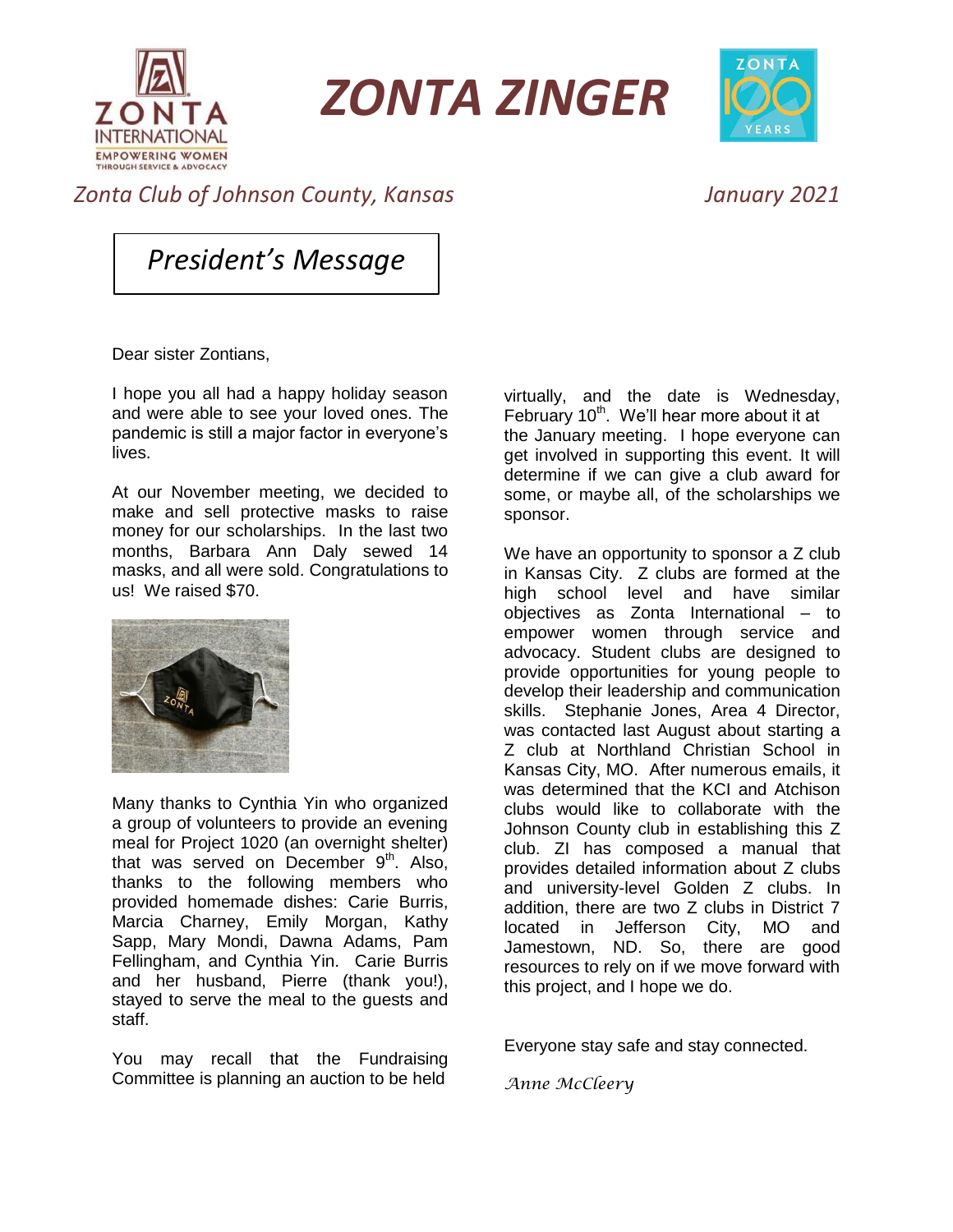# ZONTA ZINGER

*Zonta Club of Johnson County, Kansas* *January 2021*

## *President's Message*

Dear sister Zontians,

I hope you all had a happy holiday season and were able to see your loved ones. The pandemic is still a major factor in everyone's lives.

At our November meeting, we decided to make and sell protective masks to raise money for our scholarships. In the last two months, Barbara Ann Daly sewed 14 masks, and all were sold. Congratulations to us! We raised $70.

Many thanks to Cynthia Yin who organized a group of volunteers to provide an evening meal for Project 1020 (an overnight shelter) that was served on December 9th. Also, thanks to the following members who provided homemade dishes: Carie Burris, Marcia Charney, Emily Morgan, Kathy Sapp, Mary Mondi, Dawna Adams, Pam Fellingham, and Cynthia Yin. Carie Burris and her husband, Pierre (thank you!), stayed to serve the meal to the guests and staff.

You may recall that the Fundraising Committee is planning an auction to be held virtually, and the date is Wednesday, February 10th. We'll hear more about it at the January meeting. I hope everyone can get involved in supporting this event. It will determine if we can give a club award for some, or maybe all, of the scholarships we sponsor.

We have an opportunity to sponsor a Z club in Kansas City. Z clubs are formed at the high school level and have similar objectives as Zonta International – to empower women through service and advocacy. Student clubs are designed to provide opportunities for young people to develop their leadership and communication skills. Stephanie Jones, Area 4 Director, was contacted last August about starting a Z club at Northland Christian School in Kansas City, MO. After numerous emails, it was determined that the KCI and Atchison clubs would like to collaborate with the Johnson County club in establishing this Z club. ZI has composed a manual that provides detailed information about Z clubs and university-level Golden Z clubs. In addition, there are two Z clubs in District 7 located in Jefferson City, MO and Jamestown, ND. So, there are good resources to rely on if we move forward with this project, and I hope we do.

Everyone stay safe and stay connected.

*Anne McCleery*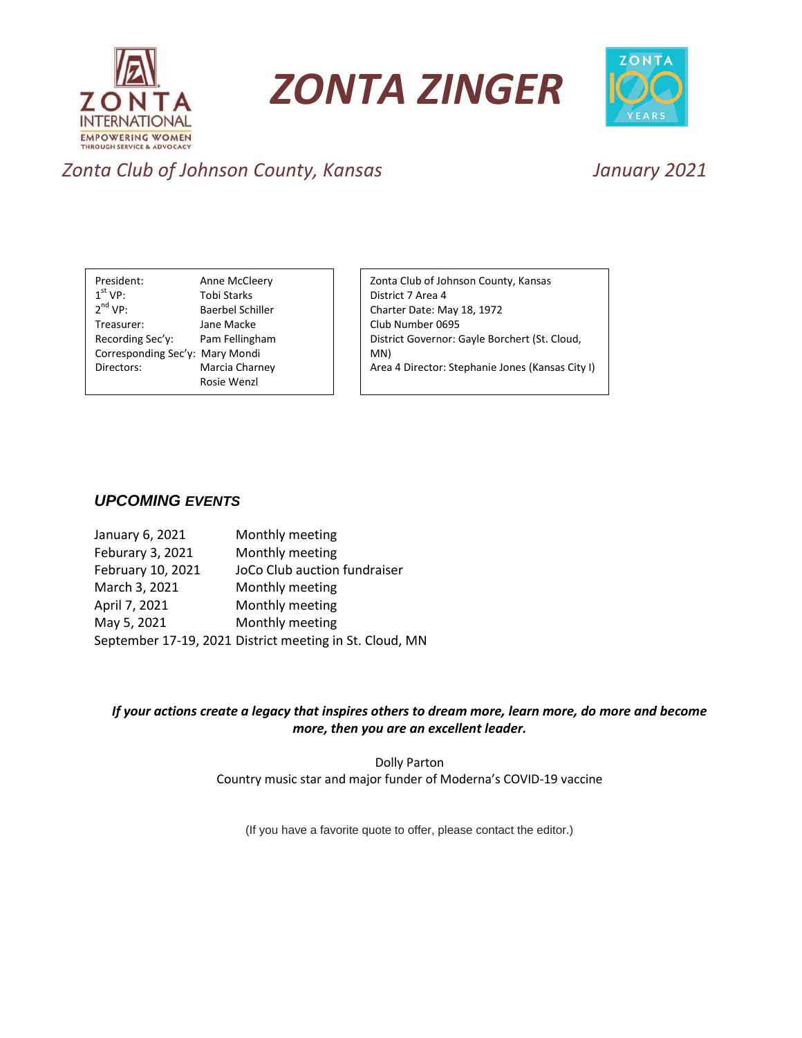# ZONTA ZINGER

*Zonta Club of Johnson County, Kansas* *January 2021*

| | |
|---|---|
| President: | Anne McCleery |
| 1st VP: | Tobi Starks |
| 2nd VP: | Baerbel Schiller |
| Treasurer: | Jane Macke |
| Recording Sec'y: | Pam Fellingham |
| Corresponding Sec'y: | Mary Mondi |
| Directors: | Marcia Charney |
| | Rosie Wenzl |

Zonta Club of Johnson County, Kansas
District 7 Area 4
Charter Date: May 18, 1972
Club Number 0695
District Governor: Gayle Borchert (St. Cloud, MN)
Area 4 Director: Stephanie Jones (Kansas City I)

## *UPCOMING EVENTS*

| | |
|---|---|
| January 6, 2021 | Monthly meeting |
| Feburary 3, 2021 | Monthly meeting |
| February 10, 2021 | JoCo Club auction fundraiser |
| March 3, 2021 | Monthly meeting |
| April 7, 2021 | Monthly meeting |
| May 5, 2021 | Monthly meeting |
| September 17-19, 2021 | District meeting in St. Cloud, MN |

***If your actions create a legacy that inspires others to dream more, learn more, do more and become more, then you are an excellent leader.***

Dolly Parton
Country music star and major funder of Moderna's COVID-19 vaccine

(If you have a favorite quote to offer, please contact the editor.)